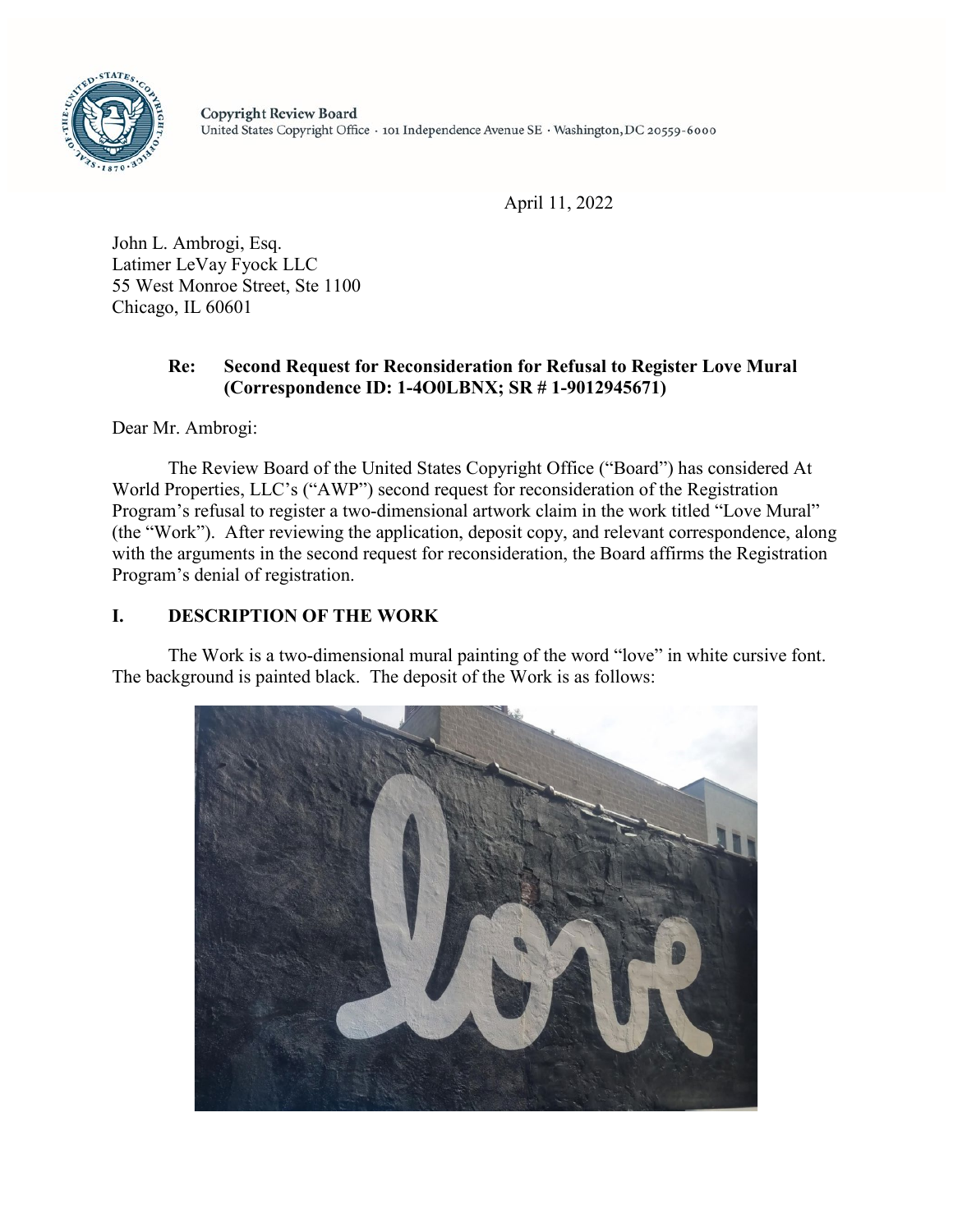Copyright Review Board
United States Copyright Office · 101 Independence Avenue SE · Washington, DC 20559-6000

April 11, 2022

John L. Ambrogi, Esq.
Latimer LeVay Fyock LLC
55 West Monroe Street, Ste 1100
Chicago, IL 60601

**Re: Second Request for Reconsideration for Refusal to Register Love Mural (Correspondence ID: 1-4O0LBNX; SR # 1-9012945671)**

Dear Mr. Ambrogi:

The Review Board of the United States Copyright Office ("Board") has considered At World Properties, LLC's ("AWP") second request for reconsideration of the Registration Program's refusal to register a two-dimensional artwork claim in the work titled "Love Mural" (the "Work"). After reviewing the application, deposit copy, and relevant correspondence, along with the arguments in the second request for reconsideration, the Board affirms the Registration Program's denial of registration.

## I. DESCRIPTION OF THE WORK

The Work is a two-dimensional mural painting of the word "love" in white cursive font. The background is painted black. The deposit of the Work is as follows: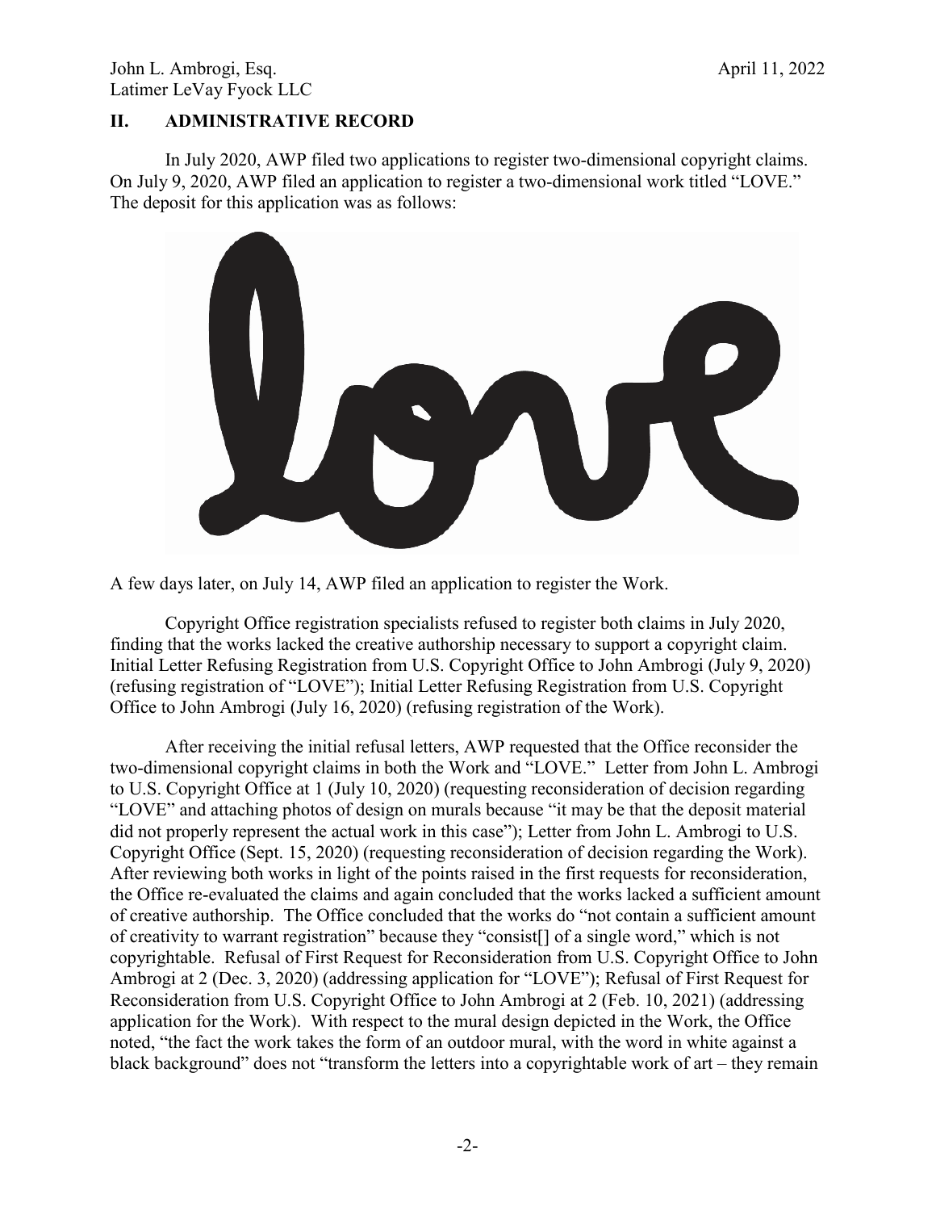## II. ADMINISTRATIVE RECORD

In July 2020, AWP filed two applications to register two-dimensional copyright claims. On July 9, 2020, AWP filed an application to register a two-dimensional work titled "LOVE." The deposit for this application was as follows:

A few days later, on July 14, AWP filed an application to register the Work.

Copyright Office registration specialists refused to register both claims in July 2020, finding that the works lacked the creative authorship necessary to support a copyright claim. Initial Letter Refusing Registration from U.S. Copyright Office to John Ambrogi (July 9, 2020) (refusing registration of "LOVE"); Initial Letter Refusing Registration from U.S. Copyright Office to John Ambrogi (July 16, 2020) (refusing registration of the Work).

After receiving the initial refusal letters, AWP requested that the Office reconsider the two-dimensional copyright claims in both the Work and "LOVE." Letter from John L. Ambrogi to U.S. Copyright Office at 1 (July 10, 2020) (requesting reconsideration of decision regarding "LOVE" and attaching photos of design on murals because "it may be that the deposit material did not properly represent the actual work in this case"); Letter from John L. Ambrogi to U.S. Copyright Office (Sept. 15, 2020) (requesting reconsideration of decision regarding the Work). After reviewing both works in light of the points raised in the first requests for reconsideration, the Office re-evaluated the claims and again concluded that the works lacked a sufficient amount of creative authorship. The Office concluded that the works do "not contain a sufficient amount of creativity to warrant registration" because they "consist[] of a single word," which is not copyrightable. Refusal of First Request for Reconsideration from U.S. Copyright Office to John Ambrogi at 2 (Dec. 3, 2020) (addressing application for "LOVE"); Refusal of First Request for Reconsideration from U.S. Copyright Office to John Ambrogi at 2 (Feb. 10, 2021) (addressing application for the Work). With respect to the mural design depicted in the Work, the Office noted, "the fact the work takes the form of an outdoor mural, with the word in white against a black background" does not "transform the letters into a copyrightable work of art – they remain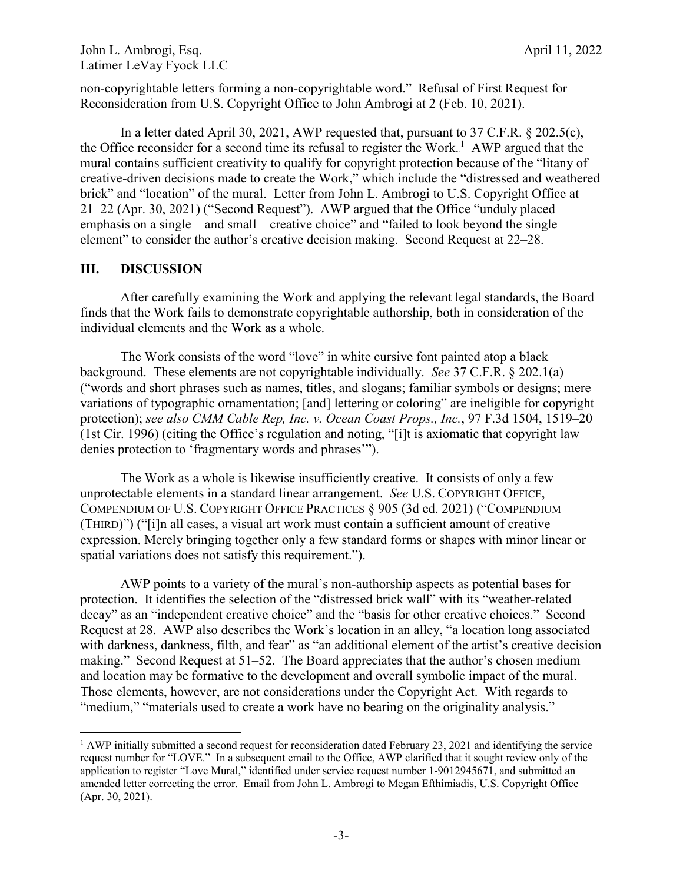non-copyrightable letters forming a non-copyrightable word." Refusal of First Request for Reconsideration from U.S. Copyright Office to John Ambrogi at 2 (Feb. 10, 2021).

In a letter dated April 30, 2021, AWP requested that, pursuant to 37 C.F.R. § 202.5(c), the Office reconsider for a second time its refusal to register the Work.[1] AWP argued that the mural contains sufficient creativity to qualify for copyright protection because of the "litany of creative-driven decisions made to create the Work," which include the "distressed and weathered brick" and "location" of the mural. Letter from John L. Ambrogi to U.S. Copyright Office at 21–22 (Apr. 30, 2021) ("Second Request"). AWP argued that the Office "unduly placed emphasis on a single—and small—creative choice" and "failed to look beyond the single element" to consider the author's creative decision making. Second Request at 22–28.

## III. DISCUSSION

After carefully examining the Work and applying the relevant legal standards, the Board finds that the Work fails to demonstrate copyrightable authorship, both in consideration of the individual elements and the Work as a whole.

The Work consists of the word "love" in white cursive font painted atop a black background. These elements are not copyrightable individually. *See* 37 C.F.R. § 202.1(a) ("words and short phrases such as names, titles, and slogans; familiar symbols or designs; mere variations of typographic ornamentation; [and] lettering or coloring" are ineligible for copyright protection); *see also CMM Cable Rep, Inc. v. Ocean Coast Props., Inc.*, 97 F.3d 1504, 1519–20 (1st Cir. 1996) (citing the Office's regulation and noting, "[i]t is axiomatic that copyright law denies protection to 'fragmentary words and phrases'").

The Work as a whole is likewise insufficiently creative. It consists of only a few unprotectable elements in a standard linear arrangement. *See* U.S. COPYRIGHT OFFICE, COMPENDIUM OF U.S. COPYRIGHT OFFICE PRACTICES § 905 (3d ed. 2021) ("COMPENDIUM (THIRD)") ("[i]n all cases, a visual art work must contain a sufficient amount of creative expression. Merely bringing together only a few standard forms or shapes with minor linear or spatial variations does not satisfy this requirement.").

AWP points to a variety of the mural's non-authorship aspects as potential bases for protection. It identifies the selection of the "distressed brick wall" with its "weather-related decay" as an "independent creative choice" and the "basis for other creative choices." Second Request at 28. AWP also describes the Work's location in an alley, "a location long associated with darkness, dankness, filth, and fear" as "an additional element of the artist's creative decision making." Second Request at 51–52. The Board appreciates that the author's chosen medium and location may be formative to the development and overall symbolic impact of the mural. Those elements, however, are not considerations under the Copyright Act. With regards to "medium," "materials used to create a work have no bearing on the originality analysis."

---

[1] AWP initially submitted a second request for reconsideration dated February 23, 2021 and identifying the service request number for "LOVE." In a subsequent email to the Office, AWP clarified that it sought review only of the application to register "Love Mural," identified under service request number 1-9012945671, and submitted an amended letter correcting the error. Email from John L. Ambrogi to Megan Efthimiadis, U.S. Copyright Office (Apr. 30, 2021).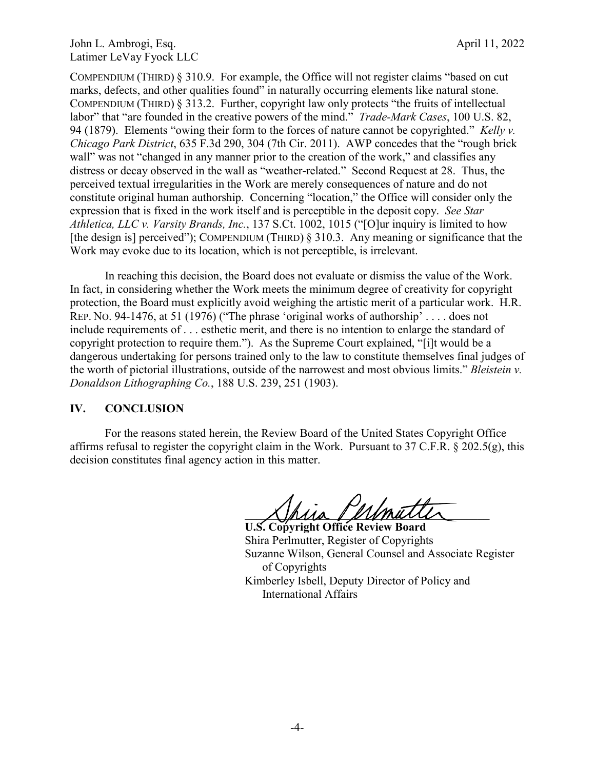COMPENDIUM (THIRD) § 310.9. For example, the Office will not register claims "based on cut marks, defects, and other qualities found" in naturally occurring elements like natural stone. COMPENDIUM (THIRD) § 313.2. Further, copyright law only protects "the fruits of intellectual labor" that "are founded in the creative powers of the mind." *Trade-Mark Cases*, 100 U.S. 82, 94 (1879). Elements "owing their form to the forces of nature cannot be copyrighted." *Kelly v. Chicago Park District*, 635 F.3d 290, 304 (7th Cir. 2011). AWP concedes that the "rough brick wall" was not "changed in any manner prior to the creation of the work," and classifies any distress or decay observed in the wall as "weather-related." Second Request at 28. Thus, the perceived textual irregularities in the Work are merely consequences of nature and do not constitute original human authorship. Concerning "location," the Office will consider only the expression that is fixed in the work itself and is perceptible in the deposit copy. *See Star Athletica, LLC v. Varsity Brands, Inc.*, 137 S.Ct. 1002, 1015 ("[O]ur inquiry is limited to how [the design is] perceived"); COMPENDIUM (THIRD) § 310.3. Any meaning or significance that the Work may evoke due to its location, which is not perceptible, is irrelevant.

In reaching this decision, the Board does not evaluate or dismiss the value of the Work. In fact, in considering whether the Work meets the minimum degree of creativity for copyright protection, the Board must explicitly avoid weighing the artistic merit of a particular work. H.R. REP. NO. 94-1476, at 51 (1976) ("The phrase 'original works of authorship' . . . . does not include requirements of . . . esthetic merit, and there is no intention to enlarge the standard of copyright protection to require them."). As the Supreme Court explained, "[i]t would be a dangerous undertaking for persons trained only to the law to constitute themselves final judges of the worth of pictorial illustrations, outside of the narrowest and most obvious limits." *Bleistein v. Donaldson Lithographing Co.*, 188 U.S. 239, 251 (1903).

## IV. CONCLUSION

For the reasons stated herein, the Review Board of the United States Copyright Office affirms refusal to register the copyright claim in the Work. Pursuant to 37 C.F.R. § 202.5(g), this decision constitutes final agency action in this matter.

**U.S. Copyright Office Review Board**
Shira Perlmutter, Register of Copyrights
Suzanne Wilson, General Counsel and Associate Register of Copyrights
Kimberley Isbell, Deputy Director of Policy and International Affairs